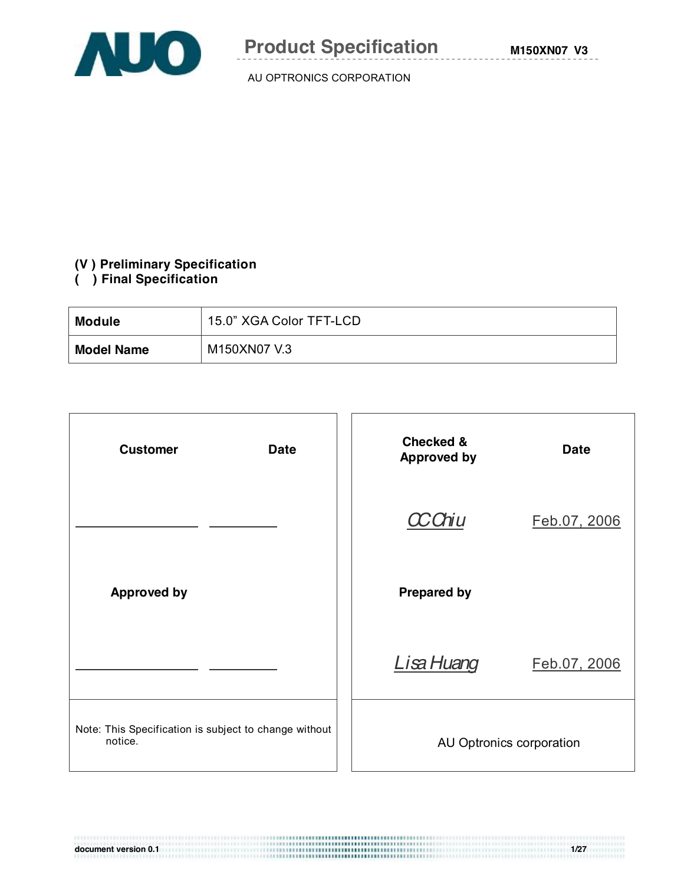# Product Specification

AU OPTRONICS CORPORATION

**(V ) Preliminary Specification**
**( ) Final Specification**

| **Module** | 15.0" XGA Color TFT-LCD |
|---|---|
| **Model Name** | M150XN07 V.3 |

| **Customer** | **Date** | **Checked & Approved by** | **Date** |
|---|---|---|---|
| ____________ | ________ | CC Chiu | Feb.07, 2006 |
| **Approved by** | | **Prepared by** | |
| ____________ | ________ | Lisa Huang | Feb.07, 2006 |
| Note: This Specification is subject to change without notice. | | AU Optronics corporation | |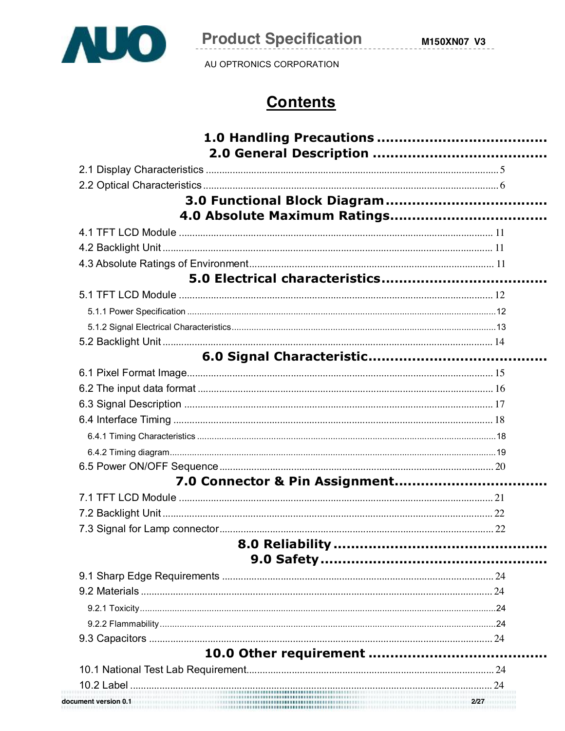# Contents

**1.0 Handling Precautions ......................................**

**2.0 General Description ........................................**

2.1 Display Characteristics .......................................................................................................... 5

2.2 Optical Characteristics ............................................................................................................ 6

**3.0 Functional Block Diagram ....................................**

**4.0 Absolute Maximum Ratings ...................................**

4.1 TFT LCD Module ..................................................................................................................... 11

4.2 Backlight Unit ........................................................................................................................... 11

4.3 Absolute Ratings of Environment ......................................................................................... 11

**5.0 Electrical characteristics .....................................**

5.1 TFT LCD Module ..................................................................................................................... 12

5.1.1 Power Specification ............................................................................................................. 12

5.1.2 Signal Electrical Characteristics ......................................................................................... 13

5.2 Backlight Unit ........................................................................................................................... 14

**6.0 Signal Characteristic ........................................**

6.1 Pixel Format Image .................................................................................................................. 15

6.2 The input data format .............................................................................................................. 16

6.3 Signal Description ................................................................................................................... 17

6.4 Interface Timing ....................................................................................................................... 18

6.4.1 Timing Characteristics ......................................................................................................... 18

6.4.2 Timing diagram ..................................................................................................................... 19

6.5 Power ON/OFF Sequence ....................................................................................................... 20

**7.0 Connector & Pin Assignment ..................................**

7.1 TFT LCD Module ..................................................................................................................... 21

7.2 Backlight Unit ........................................................................................................................... 22

7.3 Signal for Lamp connector ..................................................................................................... 22

**8.0 Reliability ..................................................**

**9.0 Safety .....................................................**

9.1 Sharp Edge Requirements ...................................................................................................... 24

9.2 Materials ................................................................................................................................... 24

9.2.1 Toxicity .................................................................................................................................. 24

9.2.2 Flammability .......................................................................................................................... 24

9.3 Capacitors ................................................................................................................................ 24

**10.0 Other requirement ..........................................**

10.1 National Test Lab Requirement ........................................................................................... 24

10.2 Label ...................................................................................................................................... 24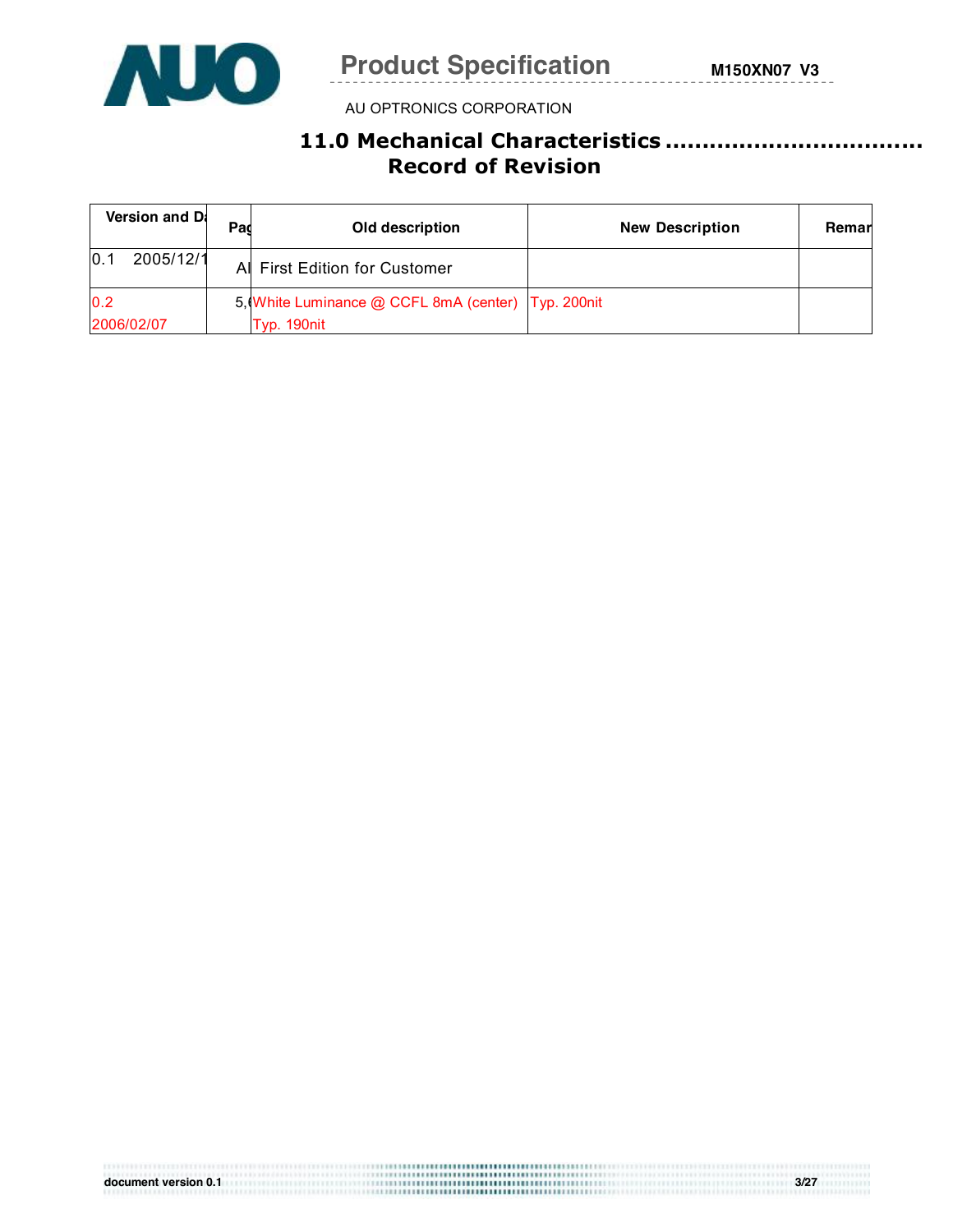## 11.0 Mechanical Characteristics ..................................

## Record of Revision

| Version and Da | Pag | Old description | New Description | Remar |
|---|---|---|---|---|
| 0.1 2005/12/1 | Al | First Edition for Customer | | |
| 0.2 2006/02/07 | 5,( | White Luminance @ CCFL 8mA (center) Typ. 190nit | Typ. 200nit | |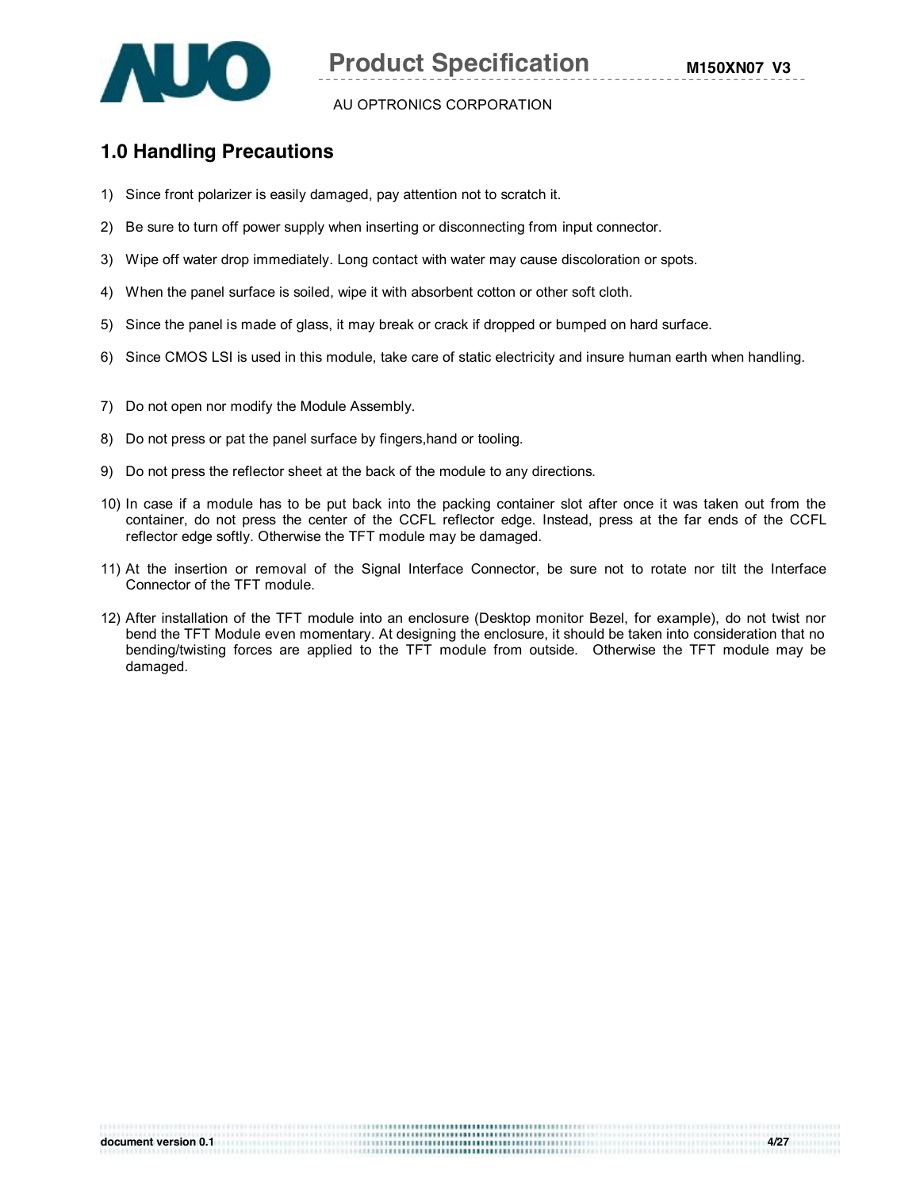## 1.0 Handling Precautions

1) Since front polarizer is easily damaged, pay attention not to scratch it.

2) Be sure to turn off power supply when inserting or disconnecting from input connector.

3) Wipe off water drop immediately. Long contact with water may cause discoloration or spots.

4) When the panel surface is soiled, wipe it with absorbent cotton or other soft cloth.

5) Since the panel is made of glass, it may break or crack if dropped or bumped on hard surface.

6) Since CMOS LSI is used in this module, take care of static electricity and insure human earth when handling.

7) Do not open nor modify the Module Assembly.

8) Do not press or pat the panel surface by fingers,hand or tooling.

9) Do not press the reflector sheet at the back of the module to any directions.

10) In case if a module has to be put back into the packing container slot after once it was taken out from the container, do not press the center of the CCFL reflector edge. Instead, press at the far ends of the CCFL reflector edge softly. Otherwise the TFT module may be damaged.

11) At the insertion or removal of the Signal Interface Connector, be sure not to rotate nor tilt the Interface Connector of the TFT module.

12) After installation of the TFT module into an enclosure (Desktop monitor Bezel, for example), do not twist nor bend the TFT Module even momentary. At designing the enclosure, it should be taken into consideration that no bending/twisting forces are applied to the TFT module from outside. Otherwise the TFT module may be damaged.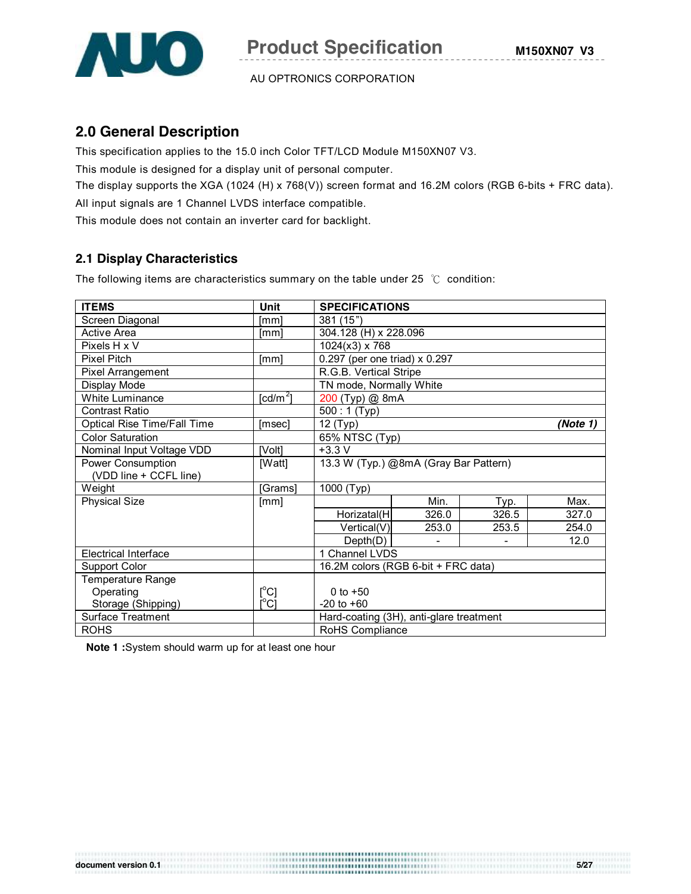## 2.0 General Description

This specification applies to the 15.0 inch Color TFT/LCD Module M150XN07 V3.

This module is designed for a display unit of personal computer.

The display supports the XGA (1024 (H) x 768(V)) screen format and 16.2M colors (RGB 6-bits + FRC data).

All input signals are 1 Channel LVDS interface compatible.

This module does not contain an inverter card for backlight.

### 2.1 Display Characteristics

The following items are characteristics summary on the table under 25 ℃ condition:

| ITEMS | Unit | SPECIFICATIONS | | | |
|---|---|---|---|---|---|
| Screen Diagonal | [mm] | 381 (15") | | | |
| Active Area | [mm] | 304.128 (H) x 228.096 | | | |
| Pixels H x V | | 1024(x3) x 768 | | | |
| Pixel Pitch | [mm] | 0.297 (per one triad) x 0.297 | | | |
| Pixel Arrangement | | R.G.B. Vertical Stripe | | | |
| Display Mode | | TN mode, Normally White | | | |
| White Luminance | [cd/m$^2$] | 200 (Typ) @ 8mA | | | |
| Contrast Ratio | | 500 : 1 (Typ) | | | |
| Optical Rise Time/Fall Time | [msec] | 12 (Typ) ***(Note 1)*** | | | |
| Color Saturation | | 65% NTSC (Typ) | | | |
| Nominal Input Voltage VDD | [Volt] | +3.3 V | | | |
| Power Consumption (VDD line + CCFL line) | [Watt] | 13.3 W (Typ.) @8mA (Gray Bar Pattern) | | | |
| Weight | [Grams] | 1000 (Typ) | | | |
| Physical Size | [mm] | | Min. | Typ. | Max. |
| | | Horizatal(H) | 326.0 | 326.5 | 327.0 |
| | | Vertical(V) | 253.0 | 253.5 | 254.0 |
| | | Depth(D) | - | - | 12.0 |
| Electrical Interface | | 1 Channel LVDS | | | |
| Support Color | | 16.2M colors (RGB 6-bit + FRC data) | | | |
| Temperature Range<br>Operating<br>Storage (Shipping) | <br>[°C]<br>[°C] | <br>0 to +50<br>-20 to +60 | | | |
| Surface Treatment | | Hard-coating (3H), anti-glare treatment | | | |
| ROHS | | RoHS Compliance | | | |

**Note 1 :**System should warm up for at least one hour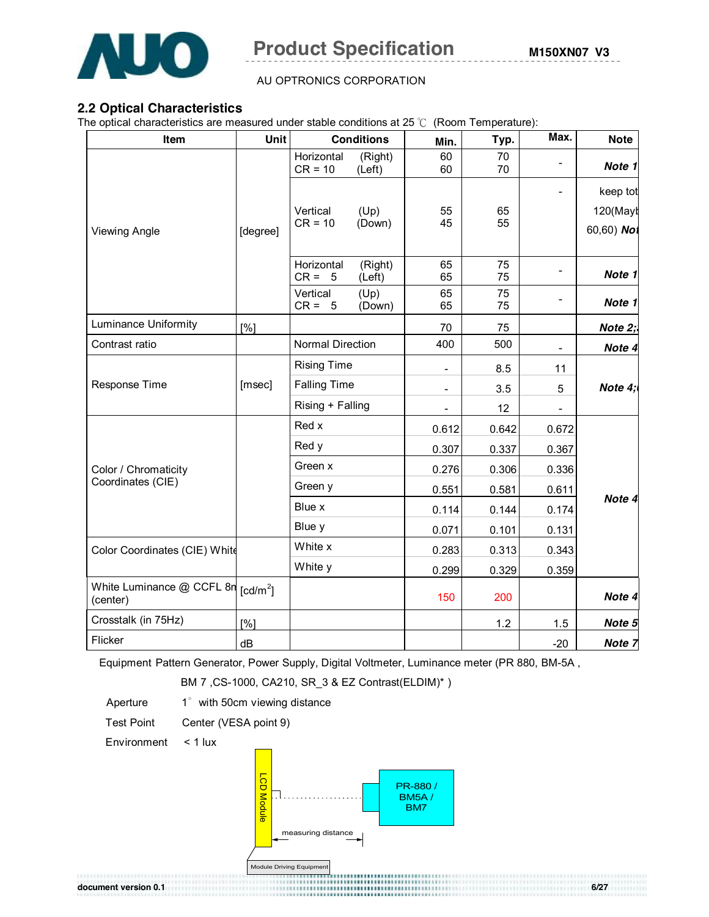## 2.2 Optical Characteristics

The optical characteristics are measured under stable conditions at 25 ℃ (Room Temperature):

| Item | Unit | Conditions | Min. | Typ. | Max. | Note |
|---|---|---|---|---|---|---|
| Viewing Angle | [degree] | Horizontal (Right) CR = 10 (Left) | 60<br>60 | 70<br>70 | - | Note 1 |
| | | Vertical (Up) CR = 10 (Down) | 55<br>45 | 65<br>55 | - | keep tot 120(Mayb 60,60) Not |
| | | Horizontal (Right) CR = 5 (Left) | 65<br>65 | 75<br>75 | - | Note 1 |
| | | Vertical (Up) CR = 5 (Down) | 65<br>65 | 75<br>75 | - | Note 1 |
| Luminance Uniformity | [%] | | 70 | 75 | | Note 2; |
| Contrast ratio | | Normal Direction | 400 | 500 | - | Note 4 |
| Response Time | [msec] | Rising Time | - | 8.5 | 11 | Note 4; |
| | | Falling Time | - | 3.5 | 5 | |
| | | Rising + Falling | - | 12 | - | |
| Color / Chromaticity Coordinates (CIE) | | Red x | 0.612 | 0.642 | 0.672 | Note 4 |
| | | Red y | 0.307 | 0.337 | 0.367 | |
| | | Green x | 0.276 | 0.306 | 0.336 | |
| | | Green y | 0.551 | 0.581 | 0.611 | |
| | | Blue x | 0.114 | 0.144 | 0.174 | |
| | | Blue y | 0.071 | 0.101 | 0.131 | |
| Color Coordinates (CIE) White | | White x | 0.283 | 0.313 | 0.343 | |
| | | White y | 0.299 | 0.329 | 0.359 | |
| White Luminance @ CCFL 8n (center) | [cd/m$^2$] | | 150 | 200 | | Note 4 |
| Crosstalk (in 75Hz) | [%] | | | 1.2 | 1.5 | Note 5 |
| Flicker | dB | | | | -20 | Note 7 |

Equipment Pattern Generator, Power Supply, Digital Voltmeter, Luminance meter (PR 880, BM-5A , BM 7 ,CS-1000, CA210, SR_3 & EZ Contrast(ELDIM)* )

Aperture 1° with 50cm viewing distance

Test Point Center (VESA point 9)

Environment < 1 lux

LCD Module — measuring distance — PR-880 / BM5A / BM7

Module Driving Equipment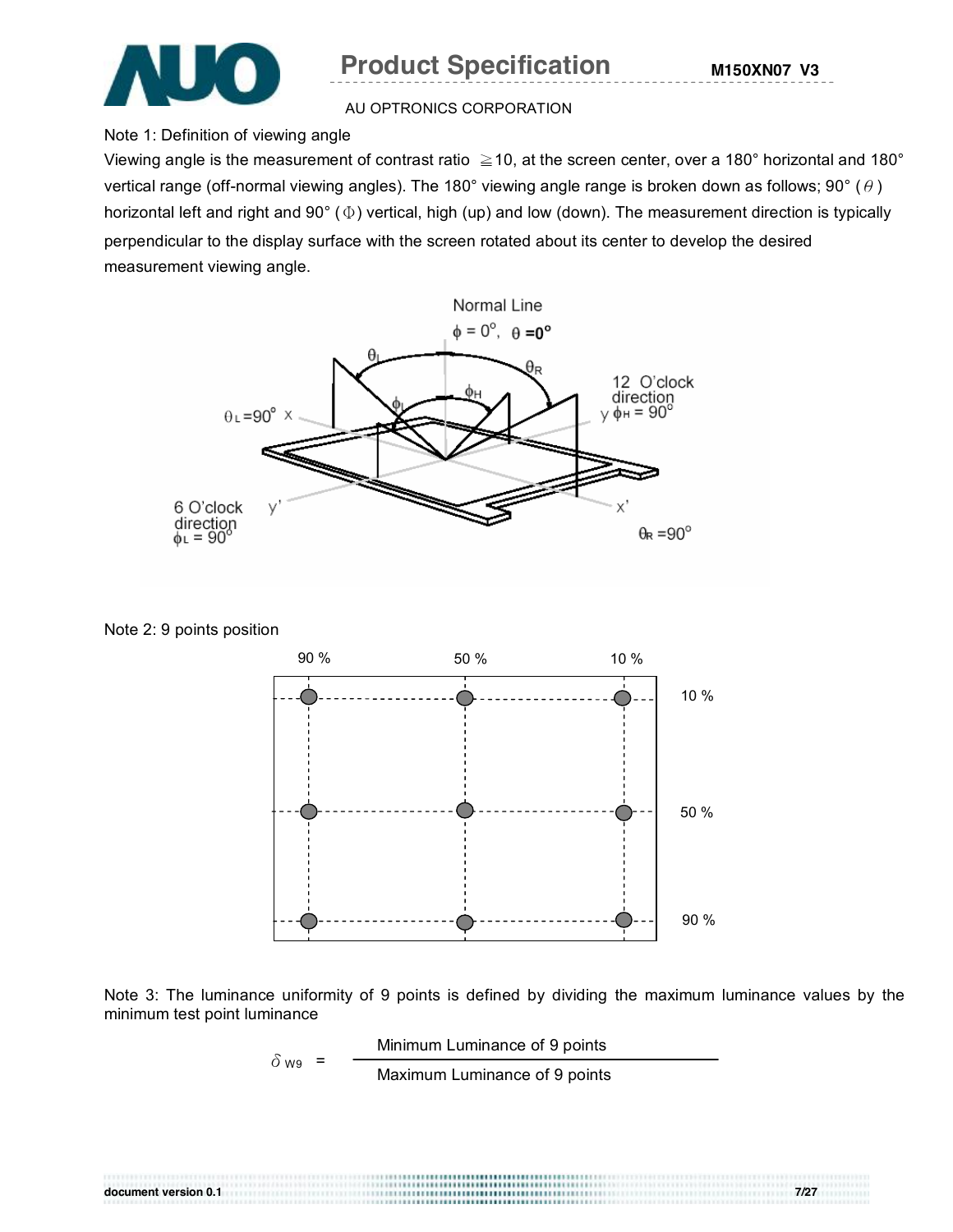Note 1: Definition of viewing angle

Viewing angle is the measurement of contrast ratio ≧10, at the screen center, over a 180° horizontal and 180° vertical range (off-normal viewing angles). The 180° viewing angle range is broken down as follows; 90° ($\theta$) horizontal left and right and 90° ($\Phi$) vertical, high (up) and low (down). The measurement direction is typically perpendicular to the display surface with the screen rotated about its center to develop the desired measurement viewing angle.

Normal Line

$\phi = 0^{\circ}$, $\theta = 0^{\circ}$

$\theta_L = 90^{\circ}$ x

12 O'clock direction y $\phi_H = 90^{\circ}$

6 O'clock direction $\phi_L = 90^{\circ}$ y'

x' $\theta_R = 90^{\circ}$

Note 2: 9 points position

| | 90 % | 50 % | 10 % |
|---|---|---|---|
| 10 % | ● | ● | ● |
| 50 % | ● | ● | ● |
| 90 % | ● | ● | ● |

Note 3: The luminance uniformity of 9 points is defined by dividing the maximum luminance values by the minimum test point luminance

$$\delta_{W9} = \frac{\text{Minimum Luminance of 9 points}}{\text{Maximum Luminance of 9 points}}$$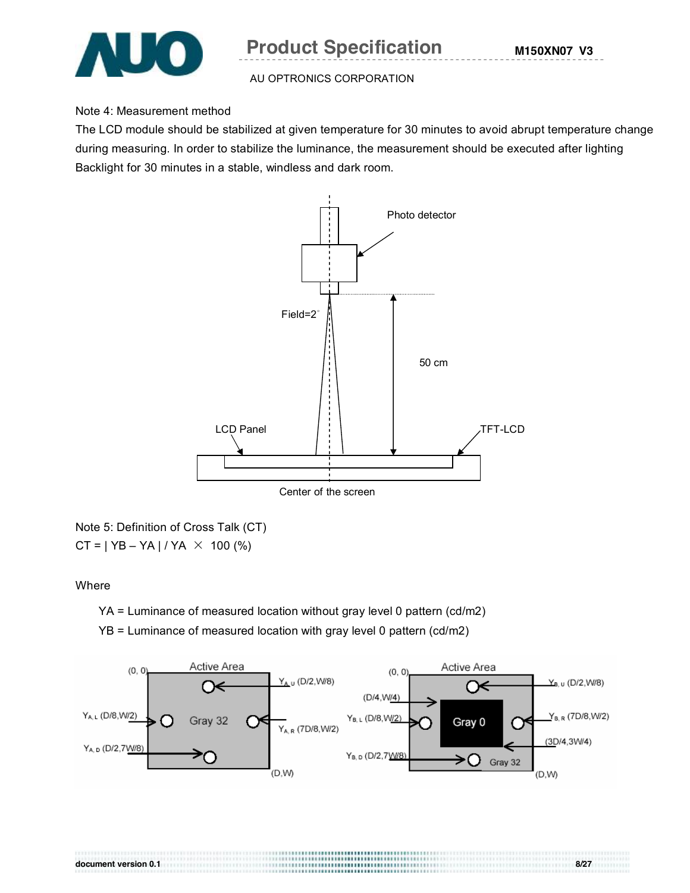Note 4: Measurement method

The LCD module should be stabilized at given temperature for 30 minutes to avoid abrupt temperature change during measuring. In order to stabilize the luminance, the measurement should be executed after lighting Backlight for 30 minutes in a stable, windless and dark room.

Note 5: Definition of Cross Talk (CT)

CT = | YB – YA | / YA × 100 (%)

Where

YA = Luminance of measured location without gray level 0 pattern (cd/m2)

YB = Luminance of measured location with gray level 0 pattern (cd/m2)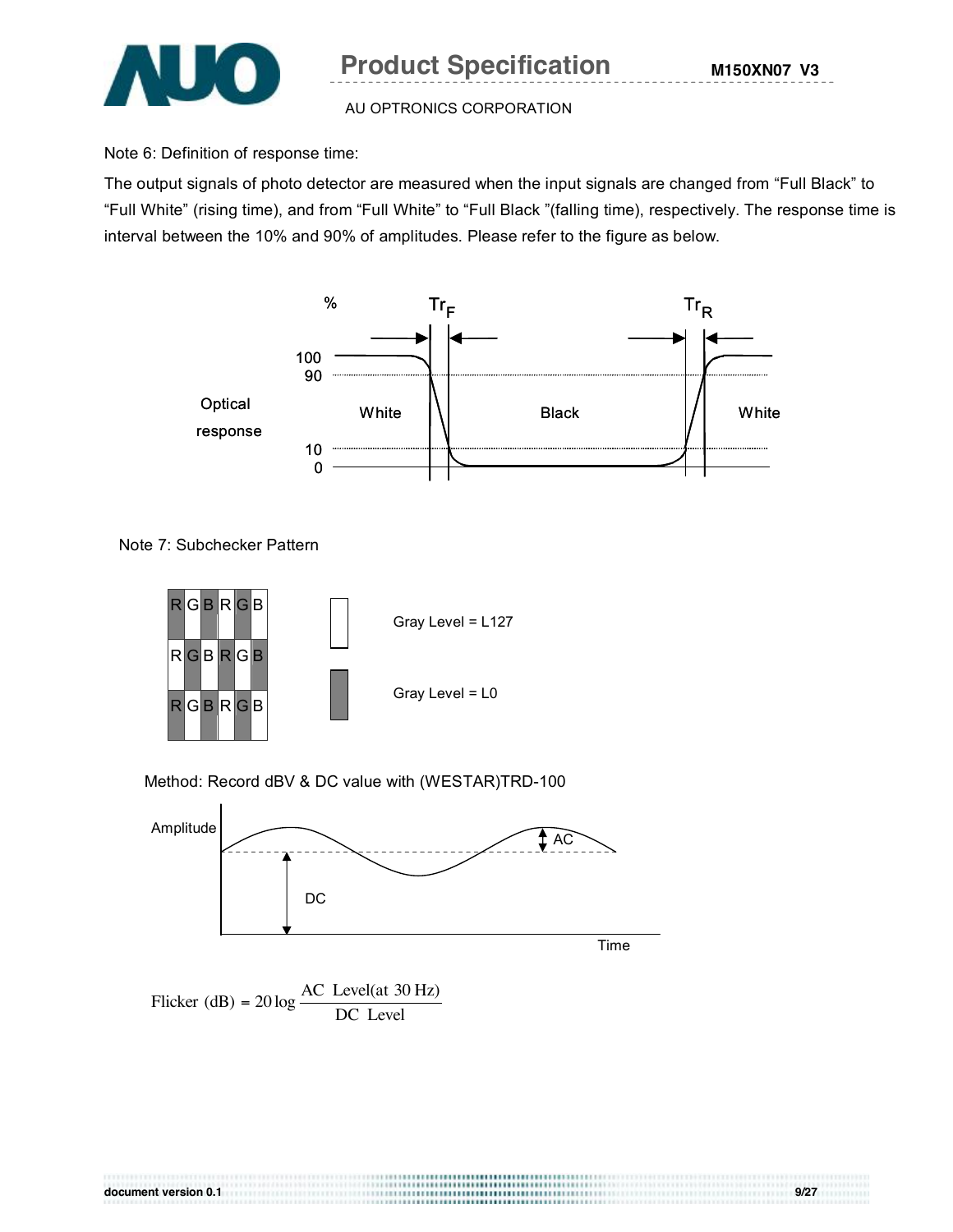Note 6: Definition of response time:

The output signals of photo detector are measured when the input signals are changed from “Full Black” to “Full White” (rising time), and from “Full White” to “Full Black ”(falling time), respectively. The response time is interval between the 10% and 90% of amplitudes. Please refer to the figure as below.

Note 7: Subchecker Pattern

Gray Level = L127

Gray Level = L0

Method: Record dBV & DC value with (WESTAR)TRD-100

$$\text{Flicker (dB)} = 20\log\frac{\text{AC Level(at 30 Hz)}}{\text{DC Level}}$$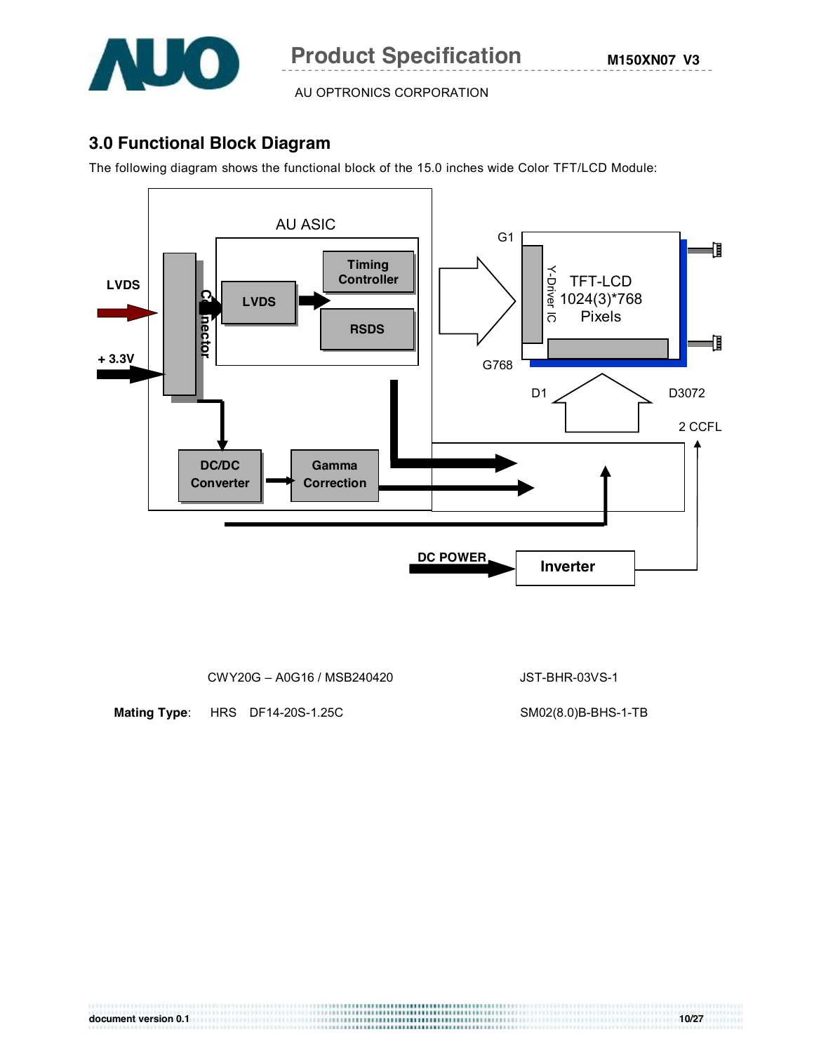## 3.0 Functional Block Diagram

The following diagram shows the functional block of the 15.0 inches wide Color TFT/LCD Module:

AU ASIC

Timing Controller

LVDS

RSDS

LVDS

+ 3.3V

Connector

DC/DC Converter

Gamma Correction

G1

G768

Y-Driver IC

TFT-LCD 1024(3)*768 Pixels

D1

D3072

2 CCFL

DC POWER

Inverter

| | CWY20G – A0G16 / MSB240420 | JST-BHR-03VS-1 |
|---|---|---|
| **Mating Type**: | HRS DF14-20S-1.25C | SM02(8.0)B-BHS-1-TB |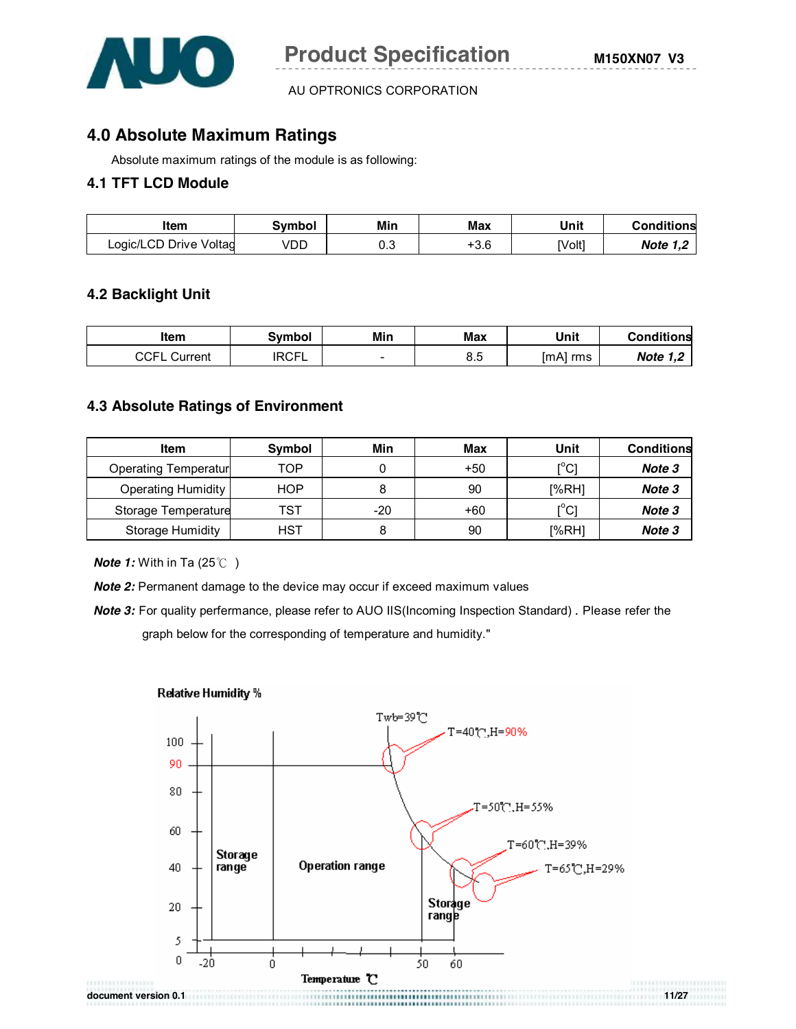# 4.0 Absolute Maximum Ratings

Absolute maximum ratings of the module is as following:

## 4.1 TFT LCD Module

| Item | Symbol | Min | Max | Unit | Conditions |
|---|---|---|---|---|---|
| Logic/LCD Drive Voltag | VDD | 0.3 | +3.6 | [Volt] | *Note 1,2* |

## 4.2 Backlight Unit

| Item | Symbol | Min | Max | Unit | Conditions |
|---|---|---|---|---|---|
| CCFL Current | IRCFL | - | 8.5 | [mA] rms | *Note 1,2* |

## 4.3 Absolute Ratings of Environment

| Item | Symbol | Min | Max | Unit | Conditions |
|---|---|---|---|---|---|
| Operating Temperatur | TOP | 0 | +50 | [$^o$C] | *Note 3* |
| Operating Humidity | HOP | 8 | 90 | [%RH] | *Note 3* |
| Storage Temperature | TST | -20 | +60 | [$^o$C] | *Note 3* |
| Storage Humidity | HST | 8 | 90 | [%RH] | *Note 3* |

***Note 1:*** With in Ta (25℃ )

***Note 2:*** Permanent damage to the device may occur if exceed maximum values

***Note 3:*** For quality perfermance, please refer to AUO IIS(Incoming Inspection Standard) . Please refer the graph below for the corresponding of temperature and humidity."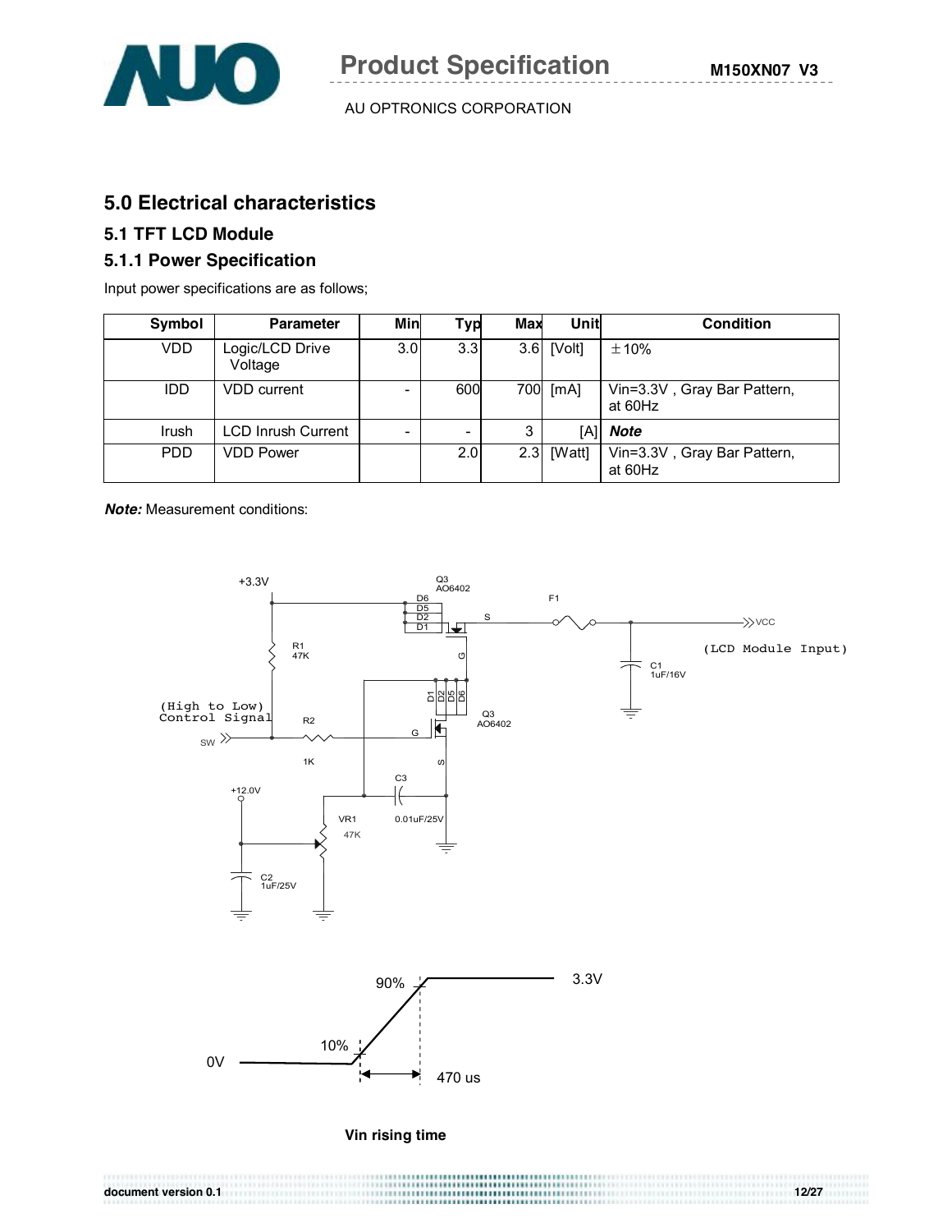## 5.0 Electrical characteristics

### 5.1 TFT LCD Module

### 5.1.1 Power Specification

Input power specifications are as follows;

| Symbol | Parameter | Min | Typ | Max | Unit | Condition |
|---|---|---|---|---|---|---|
| VDD | Logic/LCD Drive Voltage | 3.0 | 3.3 | 3.6 | [Volt] | ±10% |
| IDD | VDD current | - | 600 | 700 | [mA] | Vin=3.3V , Gray Bar Pattern, at 60Hz |
| Irush | LCD Inrush Current | - | - | 3 | [A] | ***Note*** |
| PDD | VDD Power | | 2.0 | 2.3 | [Watt] | Vin=3.3V , Gray Bar Pattern, at 60Hz |

***Note:*** Measurement conditions:

+3.3V Q3 AO6402 D6 D5 D2 D1 S G F1 VCC (LCD Module Input) C1 1uF/16V R1 47K (High to Low) Control Signal SW R2 1K D1 D2 D5 D6 Q3 AO6402 G S C3 0.01uF/25V +12.0V VR1 47K C2 1uF/25V

90% 3.3V 10% 0V 470 us

**Vin rising time**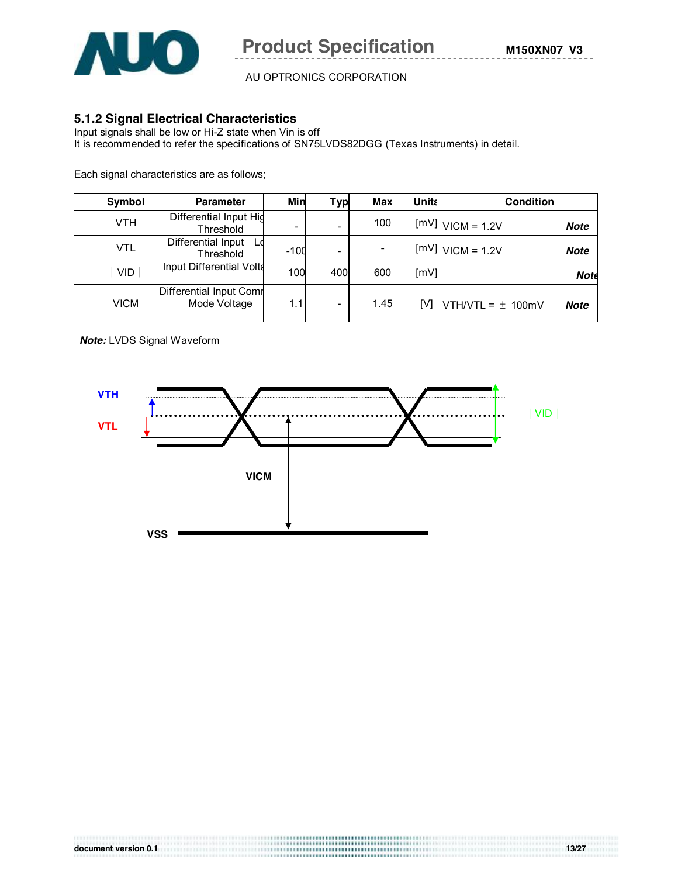### 5.1.2 Signal Electrical Characteristics

Input signals shall be low or Hi-Z state when Vin is off
It is recommended to refer the specifications of SN75LVDS82DGG (Texas Instruments) in detail.

Each signal characteristics are as follows;

| Symbol | Parameter | Min | Typ | Max | Units | Condition |
|---|---|---|---|---|---|---|
| VTH | Differential Input High Threshold | - | - | 100 | [mV] | VICM = 1.2V ***Note*** |
| VTL | Differential Input Low Threshold | -100 | - | - | [mV] | VICM = 1.2V ***Note*** |
| ∣ VID ∣ | Input Differential Voltage | 100 | 400 | 600 | [mV] | ***Note*** |
| VICM | Differential Input Common Mode Voltage | 1.1 | - | 1.45 | [V] | VTH/VTL = ± 100mV ***Note*** |

***Note:*** LVDS Signal Waveform

VTH

VTL

∣ VID ∣

VICM

VSS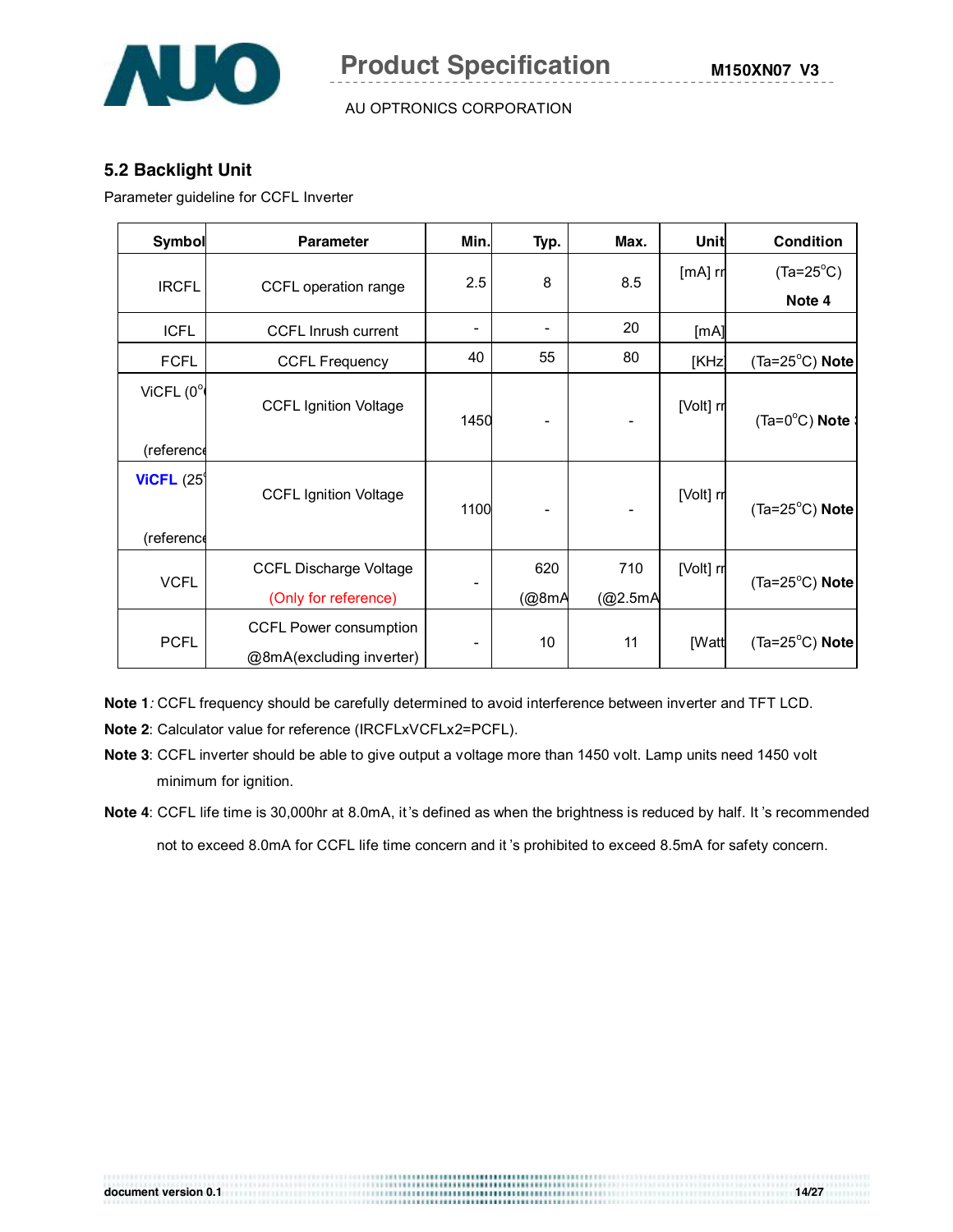### 5.2 Backlight Unit

Parameter guideline for CCFL Inverter

| Symbol | Parameter | Min. | Typ. | Max. | Unit | Condition |
|---|---|---|---|---|---|---|
| IRCFL | CCFL operation range | 2.5 | 8 | 8.5 | [mA] rr | (Ta=25°C) **Note 4** |
| ICFL | CCFL Inrush current | - | - | 20 | [mA] | |
| FCFL | CCFL Frequency | 40 | 55 | 80 | [KHz | (Ta=25°C) **Note** |
| ViCFL (0° (reference | CCFL Ignition Voltage | 1450 | - | - | [Volt] rr | (Ta=0°C) **Note** |
| **ViCFL** (25° (reference | CCFL Ignition Voltage | 1100 | - | - | [Volt] rr | (Ta=25°C) **Note** |
| VCFL | CCFL Discharge Voltage (Only for reference) | - | 620 (@8mA | 710 (@2.5mA | [Volt] rr | (Ta=25°C) **Note** |
| PCFL | CCFL Power consumption @8mA(excluding inverter) | - | 10 | 11 | [Watt | (Ta=25°C) **Note** |

**Note 1**: CCFL frequency should be carefully determined to avoid interference between inverter and TFT LCD.

**Note 2**: Calculator value for reference (IRCFLxVCFLx2=PCFL).

**Note 3**: CCFL inverter should be able to give output a voltage more than 1450 volt. Lamp units need 1450 volt minimum for ignition.

**Note 4**: CCFL life time is 30,000hr at 8.0mA, it's defined as when the brightness is reduced by half. It's recommended not to exceed 8.0mA for CCFL life time concern and it's prohibited to exceed 8.5mA for safety concern.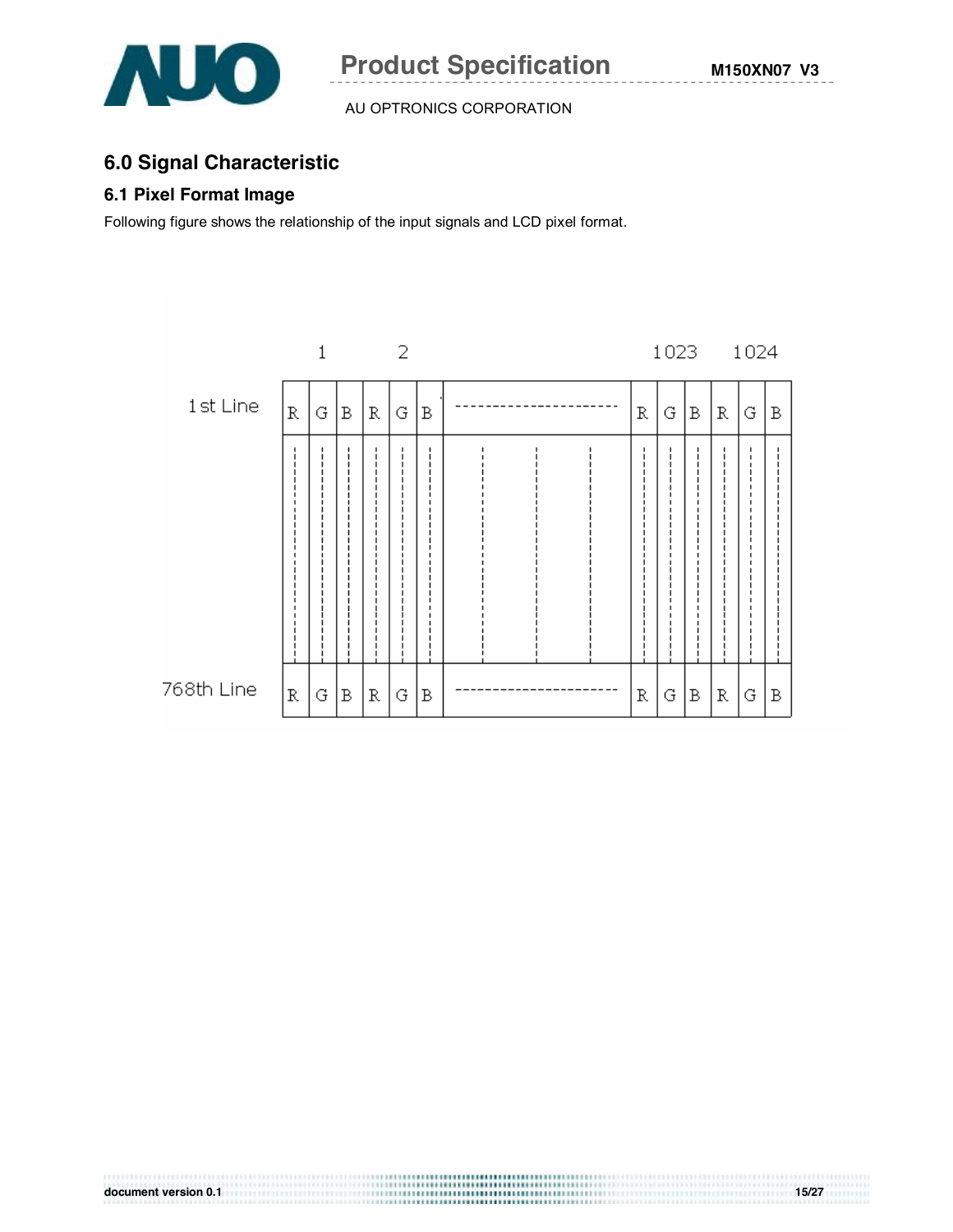## 6.0 Signal Characteristic

### 6.1 Pixel Format Image

Following figure shows the relationship of the input signals and LCD pixel format.

| | 1 | | | 2 | | | | 1023 | | | 1024 | | |
|---|---|---|---|---|---|---|---|---|---|---|---|---|---|
| 1st Line | R | G | B | R | G | B | ---------------------- | R | G | B | R | G | B |
| 768th Line | R | G | B | R | G | B | ---------------------- | R | G | B | R | G | B |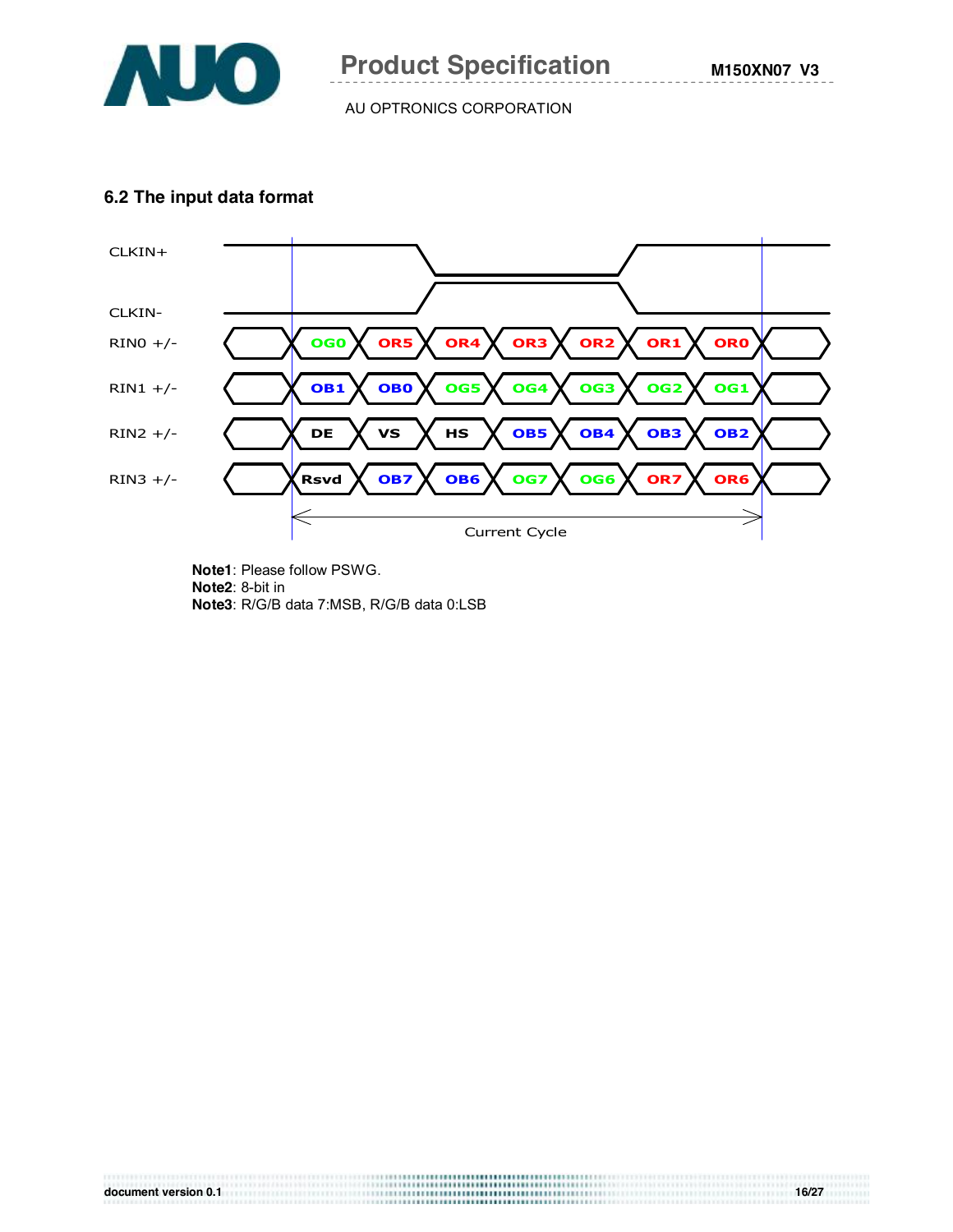### 6.2 The input data format

CLKIN+

CLKIN-

| Signal | | | | | | | |
|---|---|---|---|---|---|---|---|
| RIN0 +/- | OG0 | OR5 | OR4 | OR3 | OR2 | OR1 | OR0 |
| RIN1 +/- | OB1 | OB0 | OG5 | OG4 | OG3 | OG2 | OG1 |
| RIN2 +/- | DE | VS | HS | OB5 | OB4 | OB3 | OB2 |
| RIN3 +/- | Rsvd | OB7 | OB6 | OG7 | OG6 | OR7 | OR6 |

Current Cycle

**Note1**: Please follow PSWG.
**Note2**: 8-bit in
**Note3**: R/G/B data 7:MSB, R/G/B data 0:LSB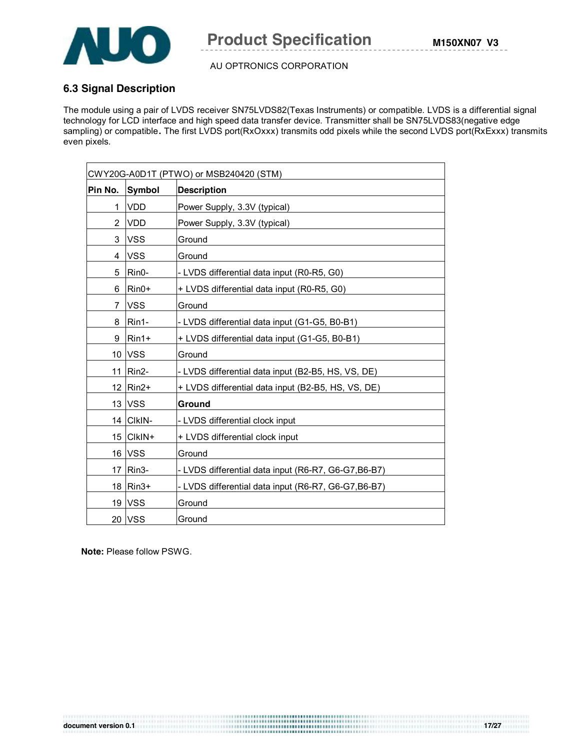### 6.3 Signal Description

The module using a pair of LVDS receiver SN75LVDS82(Texas Instruments) or compatible. LVDS is a differential signal technology for LCD interface and high speed data transfer device. Transmitter shall be SN75LVDS83(negative edge sampling) or compatible**.** The first LVDS port(RxOxxx) transmits odd pixels while the second LVDS port(RxExxx) transmits even pixels.

| CWY20G-A0D1T (PTWO) or MSB240420 (STM) | | |
|---|---|---|
| **Pin No.** | **Symbol** | **Description** |
| 1 | VDD | Power Supply, 3.3V (typical) |
| 2 | VDD | Power Supply, 3.3V (typical) |
| 3 | VSS | Ground |
| 4 | VSS | Ground |
| 5 | Rin0- | - LVDS differential data input (R0-R5, G0) |
| 6 | Rin0+ | + LVDS differential data input (R0-R5, G0) |
| 7 | VSS | Ground |
| 8 | Rin1- | - LVDS differential data input (G1-G5, B0-B1) |
| 9 | Rin1+ | + LVDS differential data input (G1-G5, B0-B1) |
| 10 | VSS | Ground |
| 11 | Rin2- | - LVDS differential data input (B2-B5, HS, VS, DE) |
| 12 | Rin2+ | + LVDS differential data input (B2-B5, HS, VS, DE) |
| 13 | VSS | **Ground** |
| 14 | ClkIN- | - LVDS differential clock input |
| 15 | ClkIN+ | + LVDS differential clock input |
| 16 | VSS | Ground |
| 17 | Rin3- | - LVDS differential data input (R6-R7, G6-G7,B6-B7) |
| 18 | Rin3+ | - LVDS differential data input (R6-R7, G6-G7,B6-B7) |
| 19 | VSS | Ground |
| 20 | VSS | Ground |

**Note:** Please follow PSWG.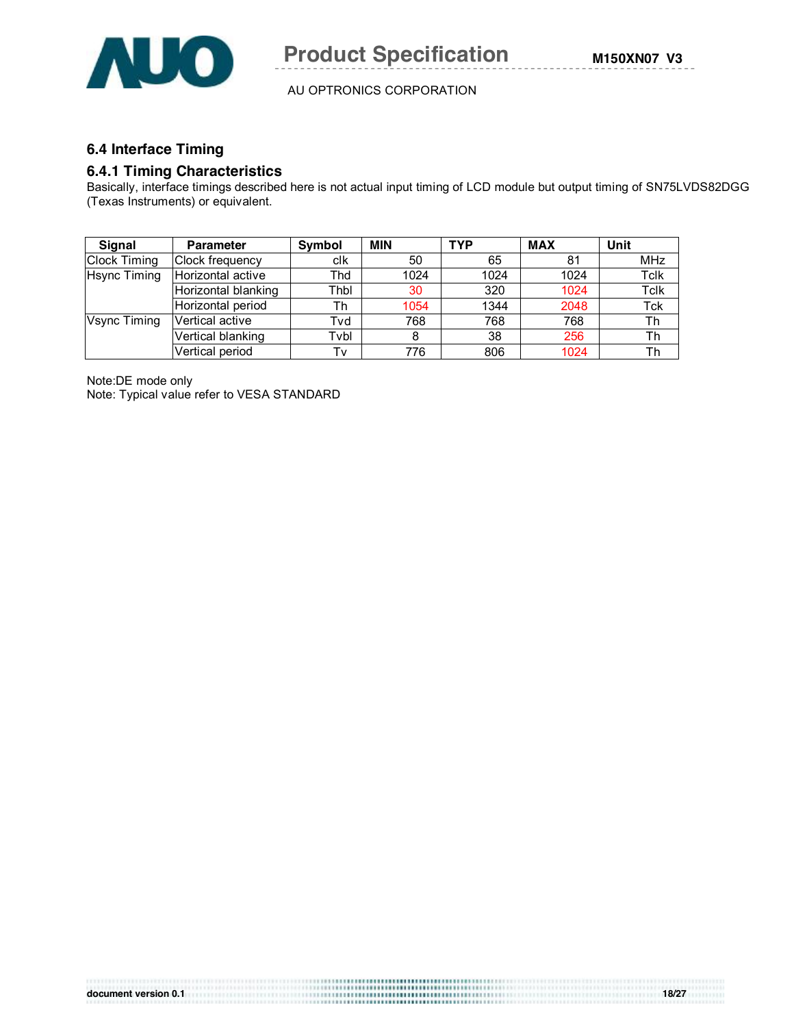## 6.4 Interface Timing

### 6.4.1 Timing Characteristics

Basically, interface timings described here is not actual input timing of LCD module but output timing of SN75LVDS82DGG (Texas Instruments) or equivalent.

| Signal | Parameter | Symbol | MIN | TYP | MAX | Unit |
|---|---|---|---|---|---|---|
| Clock Timing | Clock frequency | clk | 50 | 65 | 81 | MHz |
| Hsync Timing | Horizontal active | Thd | 1024 | 1024 | 1024 | Tclk |
| | Horizontal blanking | Thbl | 30 | 320 | 1024 | Tclk |
| | Horizontal period | Th | 1054 | 1344 | 2048 | Tck |
| Vsync Timing | Vertical active | Tvd | 768 | 768 | 768 | Th |
| | Vertical blanking | Tvbl | 8 | 38 | 256 | Th |
| | Vertical period | Tv | 776 | 806 | 1024 | Th |

Note:DE mode only

Note: Typical value refer to VESA STANDARD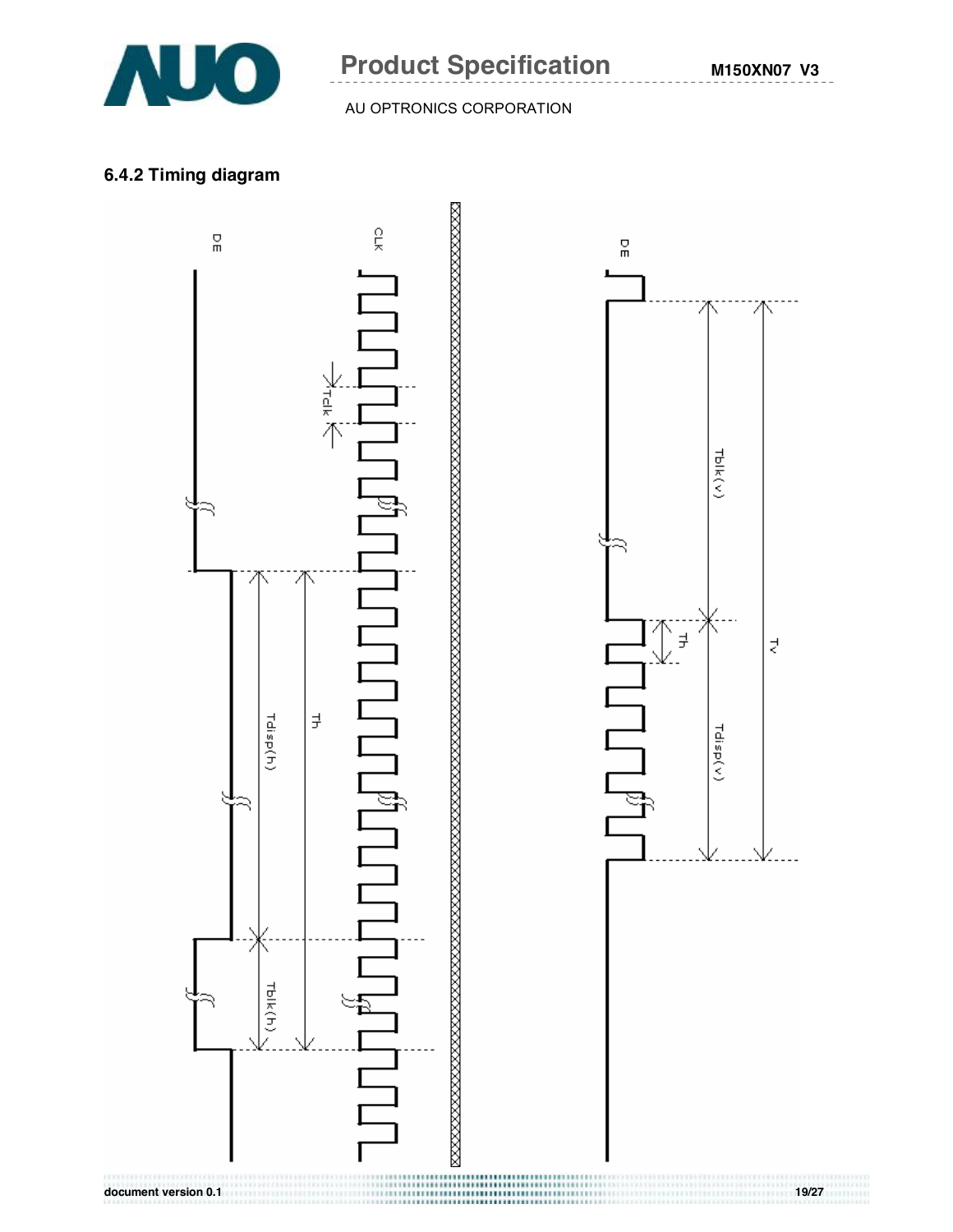### 6.4.2 Timing diagram

DE

CLK

Tclk

Tdisp(h)

Th

Tblk(h)

DE

Tblk(v)

Th

Tdisp(v)

Tv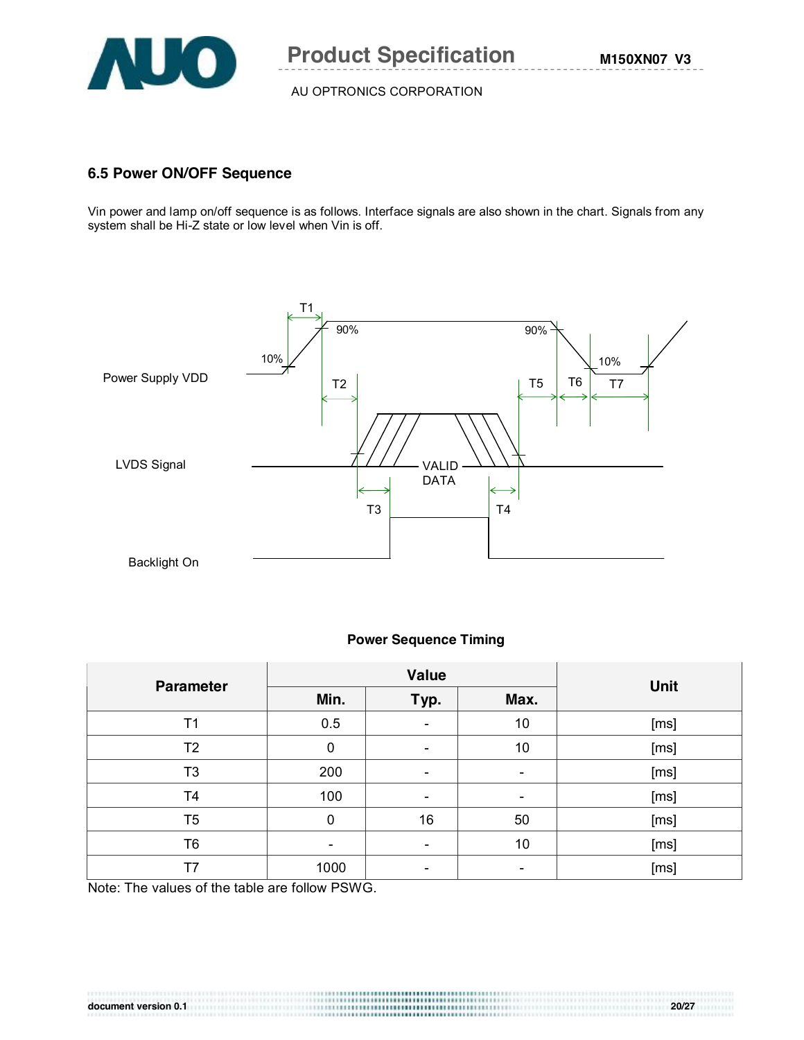### 6.5 Power ON/OFF Sequence

Vin power and lamp on/off sequence is as follows. Interface signals are also shown in the chart. Signals from any system shall be Hi-Z state or low level when Vin is off.

Power Supply VDD

LVDS Signal

Backlight On

**Power Sequence Timing**

| Parameter | Value | | | Unit |
|---|---|---|---|---|
| | Min. | Typ. | Max. | |
| T1 | 0.5 | - | 10 | [ms] |
| T2 | 0 | - | 10 | [ms] |
| T3 | 200 | - | - | [ms] |
| T4 | 100 | - | - | [ms] |
| T5 | 0 | 16 | 50 | [ms] |
| T6 | - | - | 10 | [ms] |
| T7 | 1000 | - | - | [ms] |

Note: The values of the table are follow PSWG.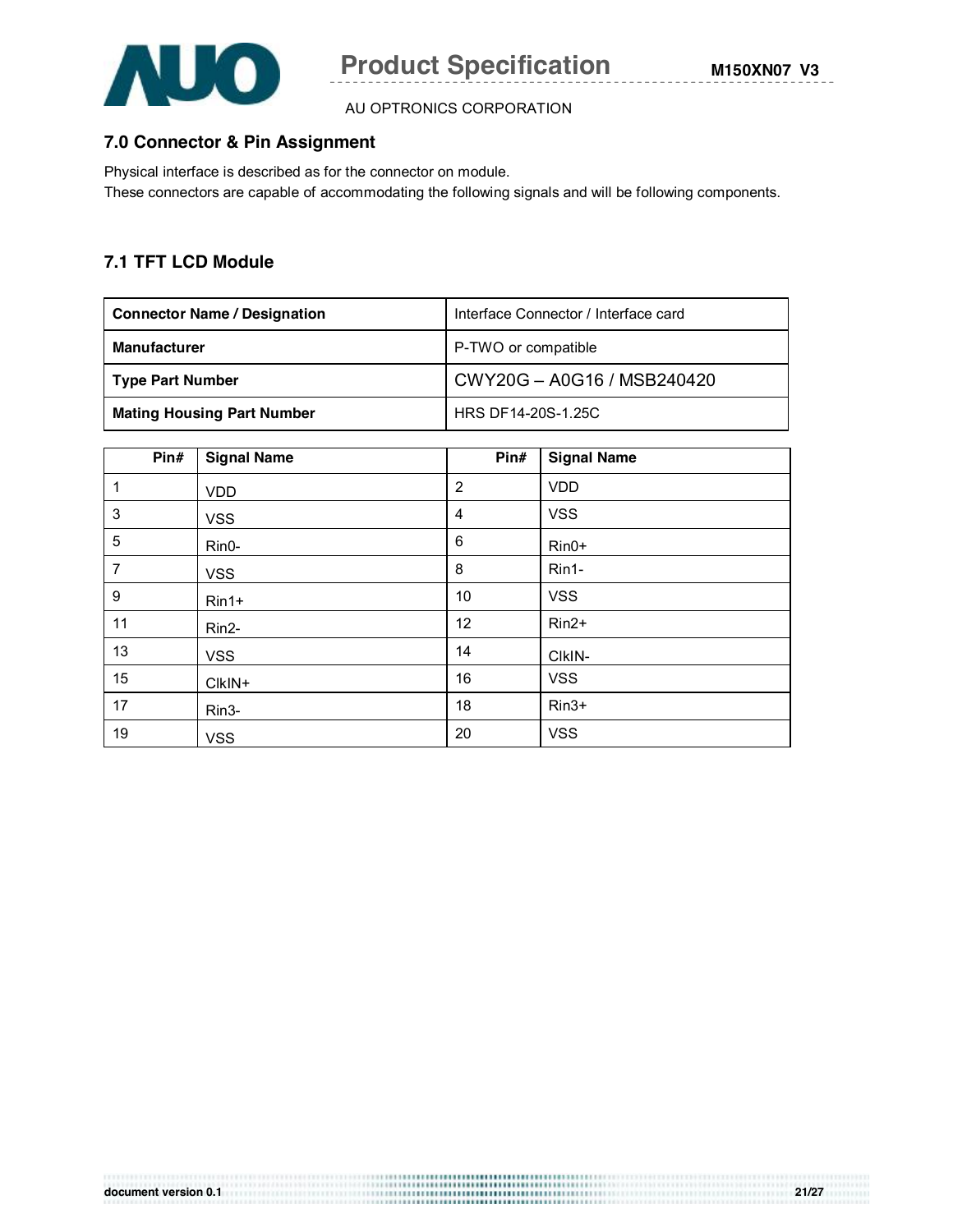## 7.0 Connector & Pin Assignment

Physical interface is described as for the connector on module.
These connectors are capable of accommodating the following signals and will be following components.

### 7.1 TFT LCD Module

| Connector Name / Designation | Interface Connector / Interface card |
|---|---|
| Manufacturer | P-TWO or compatible |
| Type Part Number | CWY20G – A0G16 / MSB240420 |
| Mating Housing Part Number | HRS DF14-20S-1.25C |

| Pin# | Signal Name | Pin# | Signal Name |
|---|---|---|---|
| 1 | VDD | 2 | VDD |
| 3 | VSS | 4 | VSS |
| 5 | Rin0- | 6 | Rin0+ |
| 7 | VSS | 8 | Rin1- |
| 9 | Rin1+ | 10 | VSS |
| 11 | Rin2- | 12 | Rin2+ |
| 13 | VSS | 14 | ClkIN- |
| 15 | ClkIN+ | 16 | VSS |
| 17 | Rin3- | 18 | Rin3+ |
| 19 | VSS | 20 | VSS |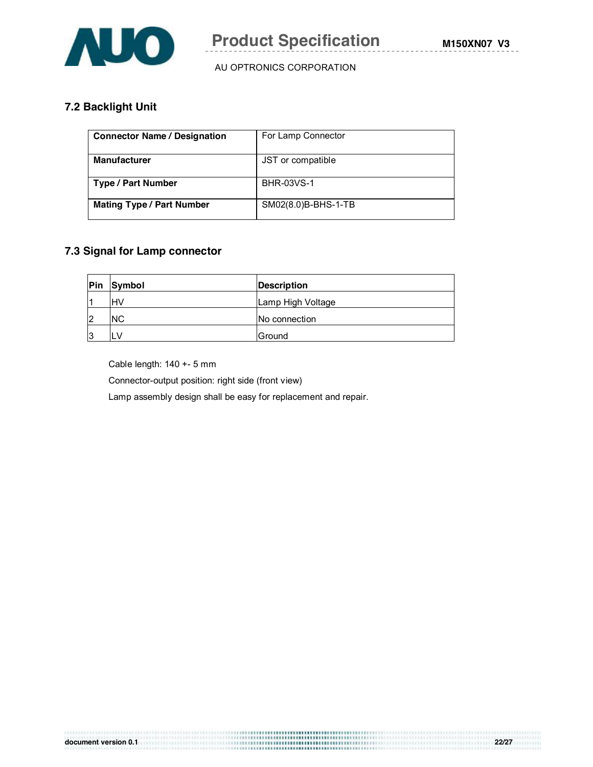## 7.2 Backlight Unit

| **Connector Name / Designation** | For Lamp Connector |
|---|---|
| **Manufacturer** | JST or compatible |
| **Type / Part Number** | BHR-03VS-1 |
| **Mating Type / Part Number** | SM02(8.0)B-BHS-1-TB |

## 7.3 Signal for Lamp connector

| Pin | Symbol | Description |
|---|---|---|
| 1 | HV | Lamp High Voltage |
| 2 | NC | No connection |
| 3 | LV | Ground |

Cable length: 140 +- 5 mm

Connector-output position: right side (front view)

Lamp assembly design shall be easy for replacement and repair.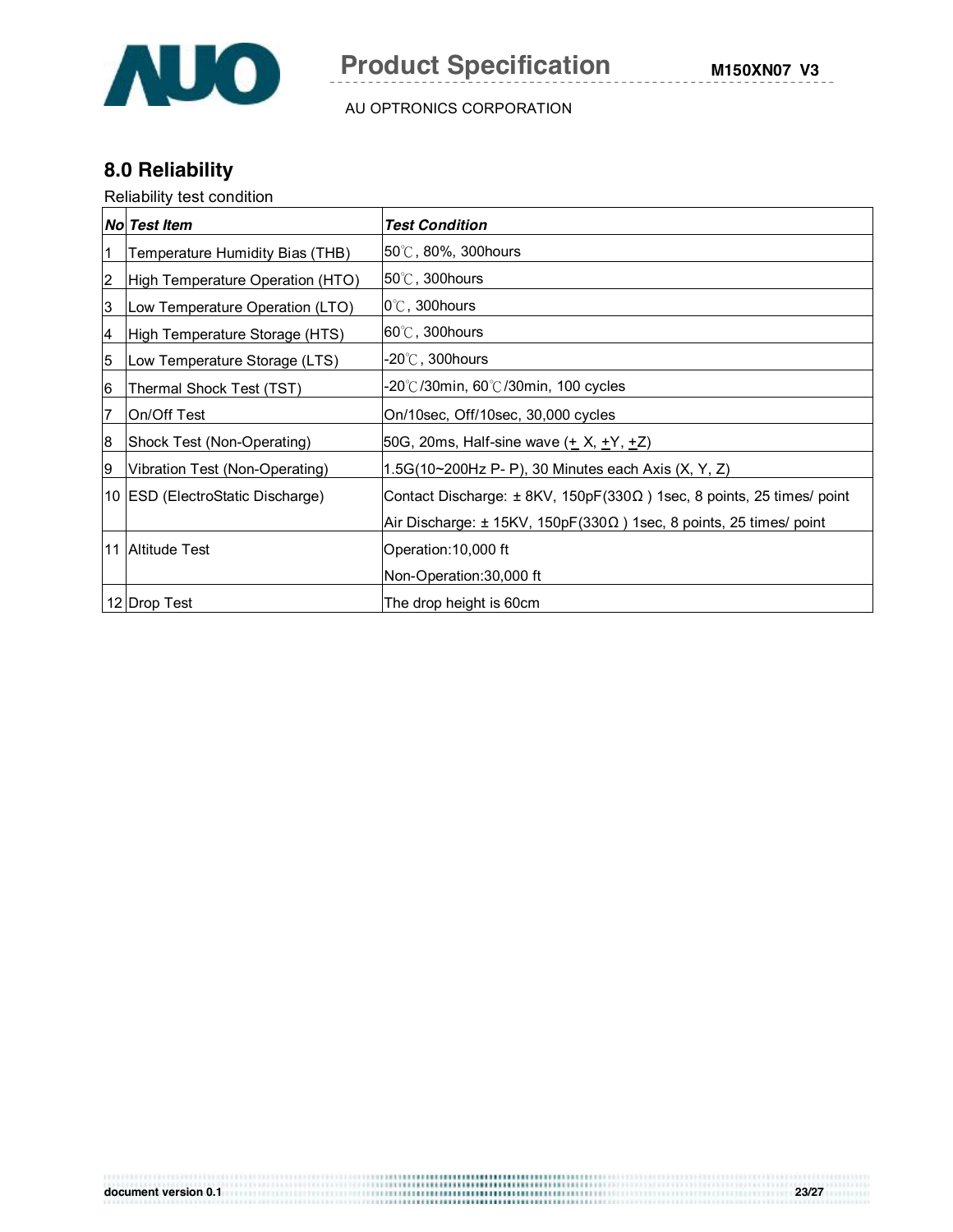## 8.0 Reliability

Reliability test condition

| ***No*** | ***Test Item*** | ***Test Condition*** |
|---|---|---|
| 1 | Temperature Humidity Bias (THB) | 50℃, 80%, 300hours |
| 2 | High Temperature Operation (HTO) | 50℃, 300hours |
| 3 | Low Temperature Operation (LTO) | 0℃, 300hours |
| 4 | High Temperature Storage (HTS) | 60℃, 300hours |
| 5 | Low Temperature Storage (LTS) | -20℃, 300hours |
| 6 | Thermal Shock Test (TST) | -20℃/30min, 60℃/30min, 100 cycles |
| 7 | On/Off Test | On/10sec, Off/10sec, 30,000 cycles |
| 8 | Shock Test (Non-Operating) | 50G, 20ms, Half-sine wave (± X, ±Y, ±Z) |
| 9 | Vibration Test (Non-Operating) | 1.5G(10~200Hz P- P), 30 Minutes each Axis (X, Y, Z) |
| 10 | ESD (ElectroStatic Discharge) | Contact Discharge: ± 8KV, 150pF(330Ω ) 1sec, 8 points, 25 times/ point<br>Air Discharge: ± 15KV, 150pF(330Ω ) 1sec, 8 points, 25 times/ point |
| 11 | Altitude Test | Operation:10,000 ft<br>Non-Operation:30,000 ft |
| 12 | Drop Test | The drop height is 60cm |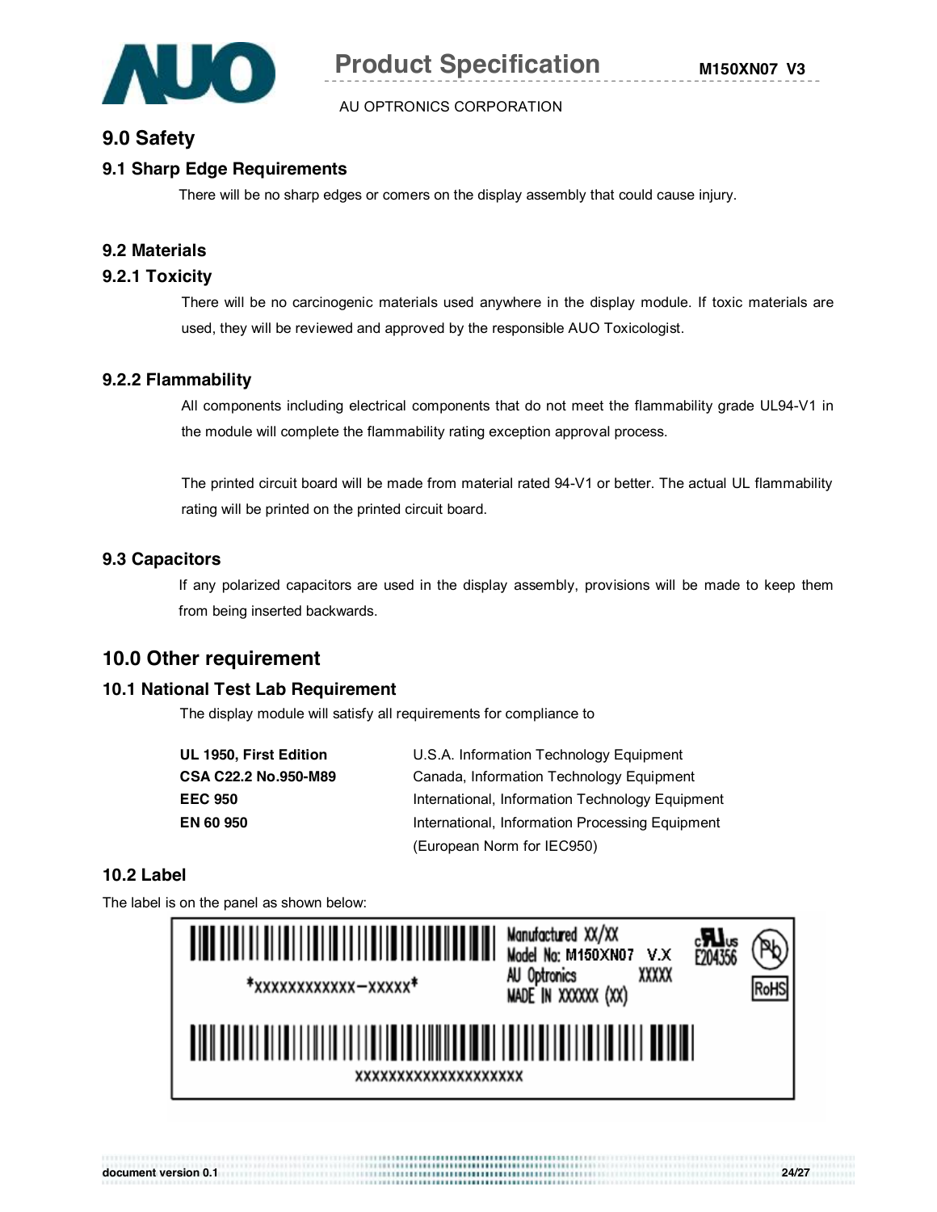# 9.0 Safety

## 9.1 Sharp Edge Requirements

There will be no sharp edges or comers on the display assembly that could cause injury.

## 9.2 Materials

### 9.2.1 Toxicity

There will be no carcinogenic materials used anywhere in the display module. If toxic materials are used, they will be reviewed and approved by the responsible AUO Toxicologist.

### 9.2.2 Flammability

All components including electrical components that do not meet the flammability grade UL94-V1 in the module will complete the flammability rating exception approval process.

The printed circuit board will be made from material rated 94-V1 or better. The actual UL flammability rating will be printed on the printed circuit board.

## 9.3 Capacitors

If any polarized capacitors are used in the display assembly, provisions will be made to keep them from being inserted backwards.

# 10.0 Other requirement

## 10.1 National Test Lab Requirement

The display module will satisfy all requirements for compliance to

| | |
|---|---|
| **UL 1950, First Edition** | U.S.A. Information Technology Equipment |
| **CSA C22.2 No.950-M89** | Canada, Information Technology Equipment |
| **EEC 950** | International, Information Technology Equipment |
| **EN 60 950** | International, Information Processing Equipment (European Norm for IEC950) |

## 10.2 Label

The label is on the panel as shown below:

*XXXXXXXXXXXX–XXXXX*

Manufactured XX/XX
Model No: M150XN07 V.X
AU Optronics XXXXX
MADE IN XXXXXX (XX)

cULus E204356

Pb RoHS

XXXXXXXXXXXXXXXXXXXX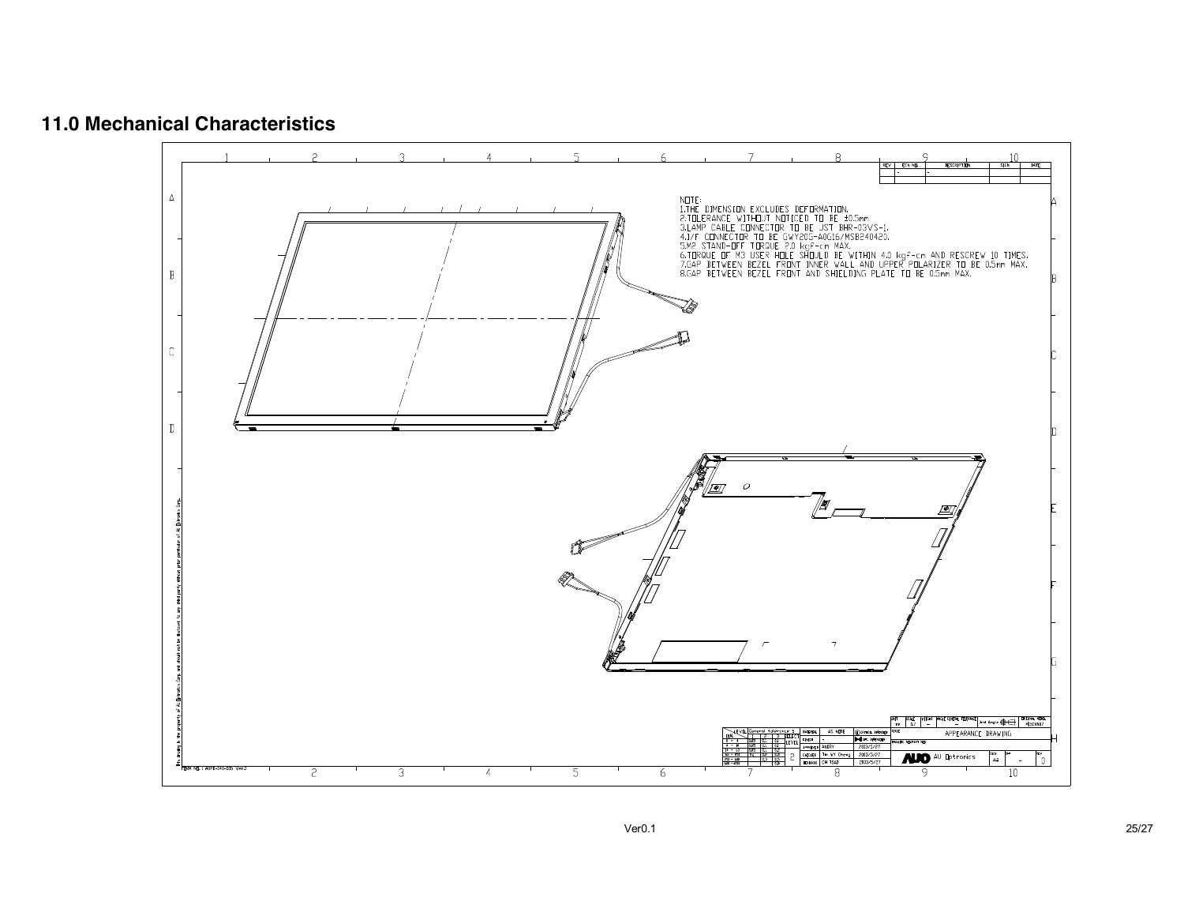## 11.0 Mechanical Characteristics

NOTE:
1.THE DIMENSION EXCLUDES DEFORMATION.
2.TOLERANCE WITHOUT NOTICED TO BE ±0.5mm
3.LAMP CABLE CONNECTOR TO BE JST BHR-03VS-1.
4.I/F CONNECTOR TO BE GWY20S-A0G16/MSB240420.
5.M2 STAND-OFF TORQUE 2.0 kgf-cm MAX.
6.TORQUE OF M3 USER HOLE SHOULD BE WITHIN 4.0 kgf-cm AND RESCREW 10 TIMES.
7.GAP BETWEEN BEZEL FRONT INNER WALL AND UPPER POLARIZER TO BE 0.5mm MAX.
8.GAP BETWEEN BEZEL FRONT AND SHIELDING PLATE TO BE 0.5mm MAX.

APPEARANCE DRAWING

AU Optronics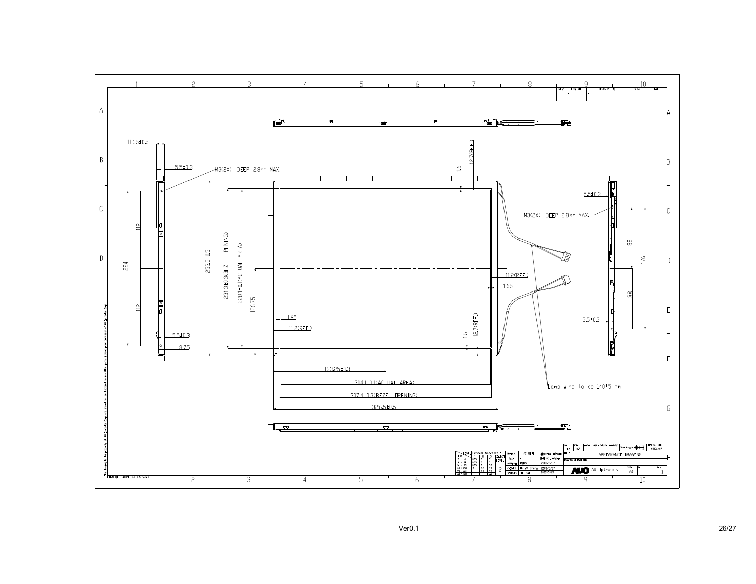M3(2X) DEEP 2.8mm MAX.

11.65±0.5

5.5±0.3

112

224

112

5.5±0.3

8.75

253.5±0.5

231.3±0.3(BEZEL OPENING)

228.1±0.1(ACTUAL AREA)

126.75

1.6

12.7(REF.)

11.2(REF.)

1.65

1.65

11.2(REF.)

1.6

12.7(REF.)

163.25±0.3

304.1±0.1(ACTUAL AREA)

307.4±0.3(BEZEL OPENING)

326.5±0.5

M3(2X) DEEP 2.8mm MAX.

5.5±0.3

88

176

88

5.5±0.3

Lamp wire to be 140±5 mm

APPEARANCE DRAWING

AU Optronics

FORM NO.: AUPD-046-005 Ver.3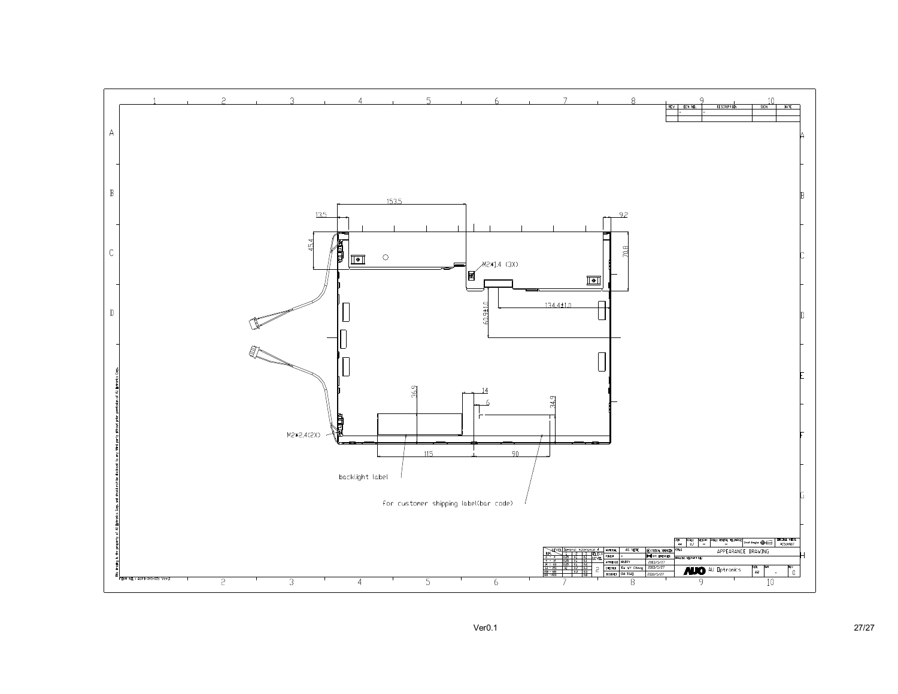APPEARANCE DRAWING

153.5

13.5

9.2

45.4

70.8

M2*1.4 (3X)

134.4±1.0

60.9±1.0

36.9

14

6

34.9

M2*2.4(2X)

115

90

backlight label

for customer shipping label(bar code)

AU Optronics